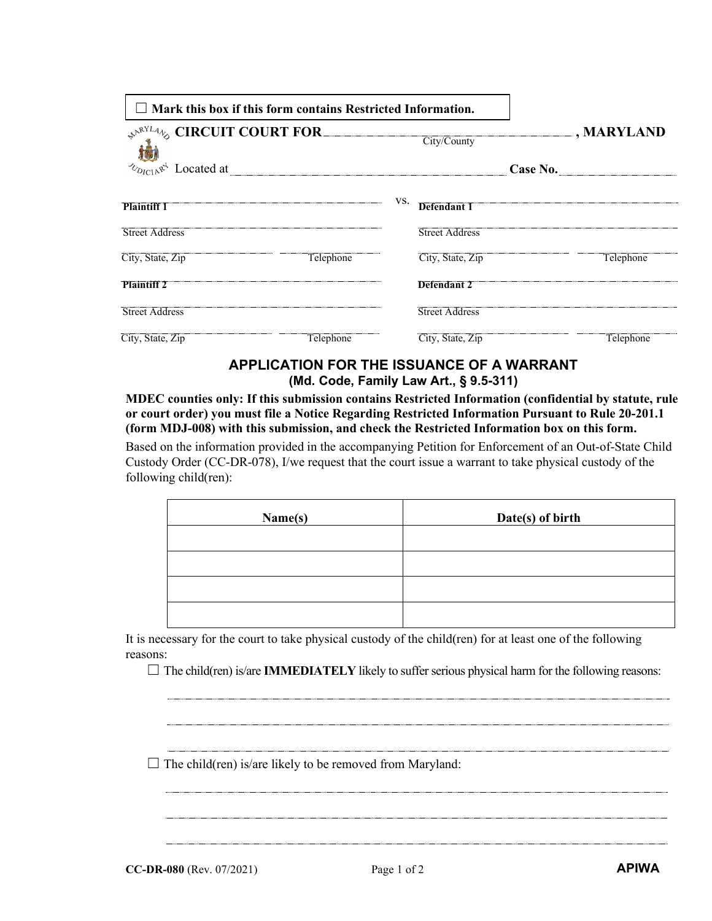☐ **Mark this box if this form contains Restricted Information.**

**CIRCUIT COURT FOR** ______________________ **, MARYLAND**
City/County

Located at ______________________ **Case No.** ____________

| | vs. | |
|---|---|---|
| **Plaintiff 1** | | **Defendant 1** |
| Street Address | | Street Address |
| City, State, Zip    Telephone | | City, State, Zip    Telephone |
| **Plaintiff 2** | | **Defendant 2** |
| Street Address | | Street Address |
| City, State, Zip    Telephone | | City, State, Zip    Telephone |

## APPLICATION FOR THE ISSUANCE OF A WARRANT
### (Md. Code, Family Law Art., § 9.5-311)

**MDEC counties only: If this submission contains Restricted Information (confidential by statute, rule or court order) you must file a Notice Regarding Restricted Information Pursuant to Rule 20-201.1 (form MDJ-008) with this submission, and check the Restricted Information box on this form.**

Based on the information provided in the accompanying Petition for Enforcement of an Out-of-State Child Custody Order (CC-DR-078), I/we request that the court issue a warrant to take physical custody of the following child(ren):

| Name(s) | Date(s) of birth |
|---|---|
| | |
| | |
| | |
| | |

It is necessary for the court to take physical custody of the child(ren) for at least one of the following reasons:

☐ The child(ren) is/are **IMMEDIATELY** likely to suffer serious physical harm for the following reasons:

______________________________________________

______________________________________________

______________________________________________

☐ The child(ren) is/are likely to be removed from Maryland:

______________________________________________

______________________________________________

______________________________________________

**CC-DR-080** (Rev. 07/2021) **APIWA**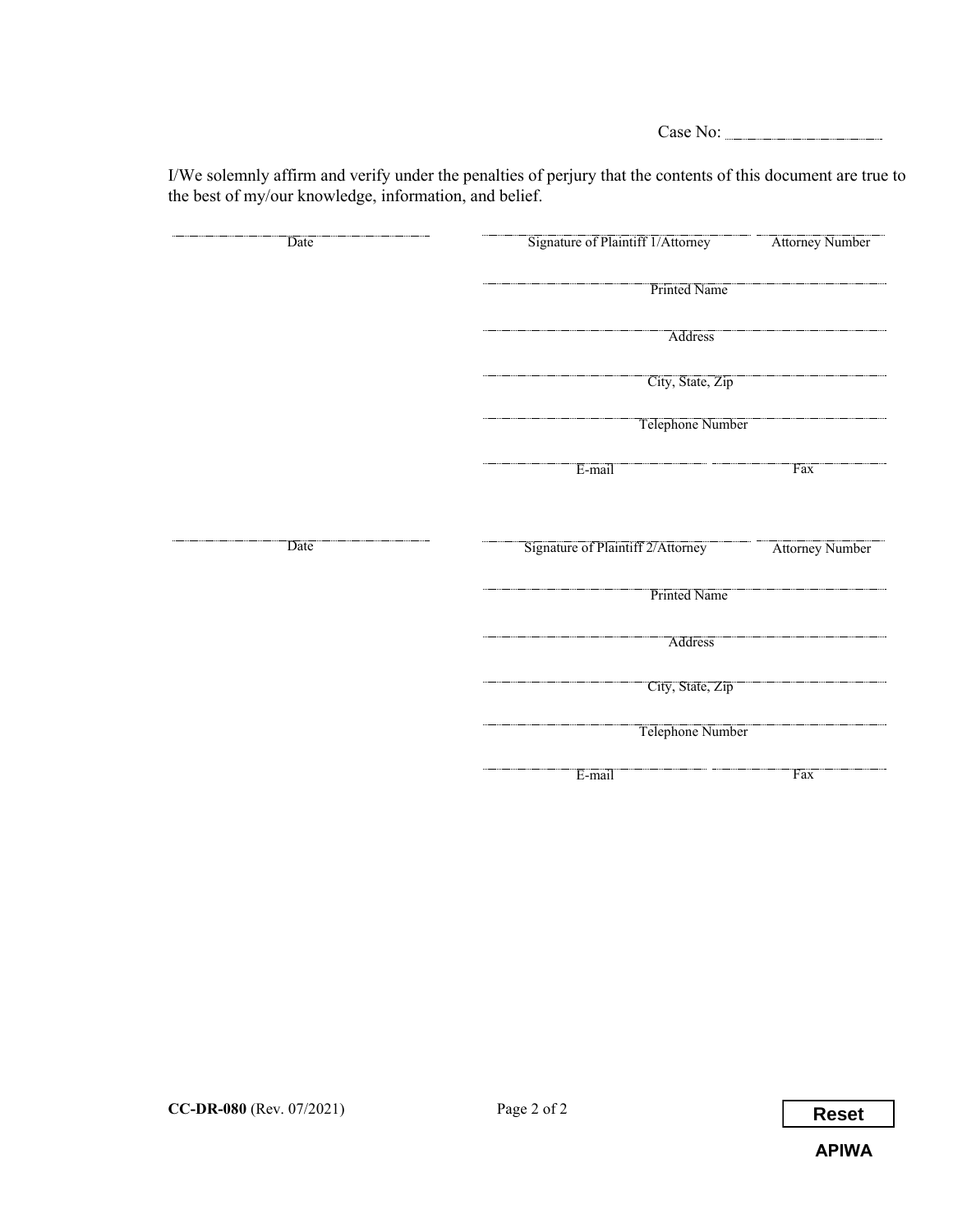Case No: ____________________

I/We solemnly affirm and verify under the penalties of perjury that the contents of this document are true to the best of my/our knowledge, information, and belief.

| | | |
|---|---|---|
| ______________________ Date | ______________________ Signature of Plaintiff 1/Attorney | ______________ Attorney Number |
| | ______________________ Printed Name | |
| | ______________________ Address | |
| | ______________________ City, State, Zip | |
| | ______________________ Telephone Number | |
| | ______________________ E-mail | ______________ Fax |
| ______________________ Date | ______________________ Signature of Plaintiff 2/Attorney | ______________ Attorney Number |
| | ______________________ Printed Name | |
| | ______________________ Address | |
| | ______________________ City, State, Zip | |
| | ______________________ Telephone Number | |
| | ______________________ E-mail | ______________ Fax |

**CC-DR-080** (Rev. 07/2021)

**Reset**

**APIWA**